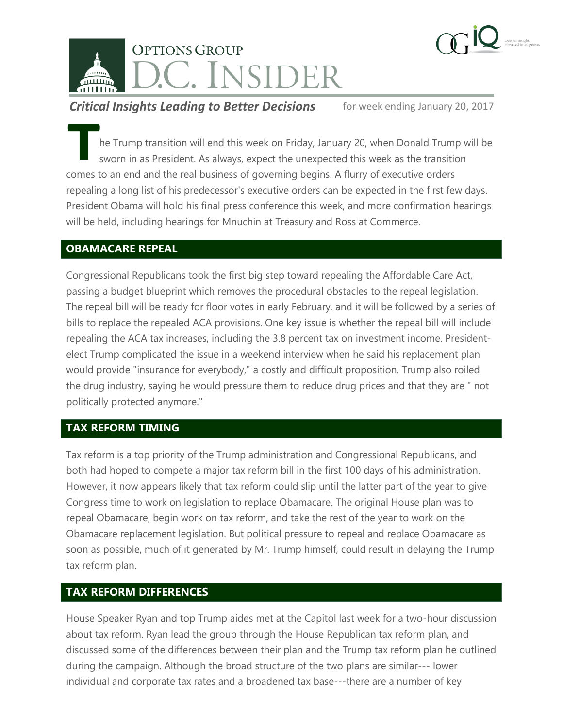# OPTIONS GROUP D.C. INSIDER

***Critical Insights Leading to Better Decisions*** for week ending January 20, 2017

The Trump transition will end this week on Friday, January 20, when Donald Trump will be sworn in as President. As always, expect the unexpected this week as the transition comes to an end and the real business of governing begins. A flurry of executive orders repealing a long list of his predecessor's executive orders can be expected in the first few days. President Obama will hold his final press conference this week, and more confirmation hearings will be held, including hearings for Mnuchin at Treasury and Ross at Commerce.

## OBAMACARE REPEAL

Congressional Republicans took the first big step toward repealing the Affordable Care Act, passing a budget blueprint which removes the procedural obstacles to the repeal legislation. The repeal bill will be ready for floor votes in early February, and it will be followed by a series of bills to replace the repealed ACA provisions. One key issue is whether the repeal bill will include repealing the ACA tax increases, including the 3.8 percent tax on investment income. President-elect Trump complicated the issue in a weekend interview when he said his replacement plan would provide "insurance for everybody," a costly and difficult proposition. Trump also roiled the drug industry, saying he would pressure them to reduce drug prices and that they are " not politically protected anymore."

## TAX REFORM TIMING

Tax reform is a top priority of the Trump administration and Congressional Republicans, and both had hoped to compete a major tax reform bill in the first 100 days of his administration. However, it now appears likely that tax reform could slip until the latter part of the year to give Congress time to work on legislation to replace Obamacare. The original House plan was to repeal Obamacare, begin work on tax reform, and take the rest of the year to work on the Obamacare replacement legislation. But political pressure to repeal and replace Obamacare as soon as possible, much of it generated by Mr. Trump himself, could result in delaying the Trump tax reform plan.

## TAX REFORM DIFFERENCES

House Speaker Ryan and top Trump aides met at the Capitol last week for a two-hour discussion about tax reform. Ryan lead the group through the House Republican tax reform plan, and discussed some of the differences between their plan and the Trump tax reform plan he outlined during the campaign. Although the broad structure of the two plans are similar--- lower individual and corporate tax rates and a broadened tax base---there are a number of key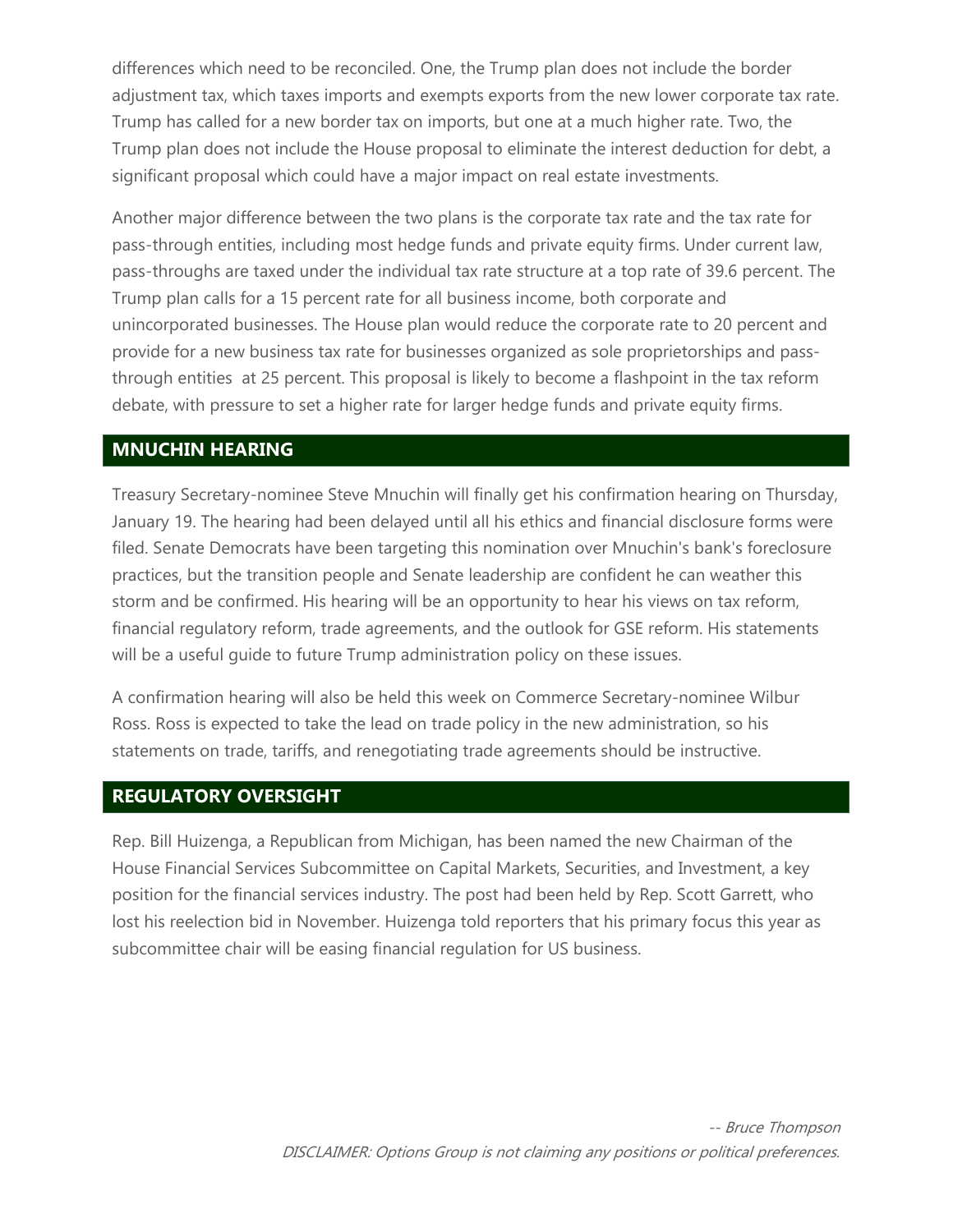differences which need to be reconciled. One, the Trump plan does not include the border adjustment tax, which taxes imports and exempts exports from the new lower corporate tax rate. Trump has called for a new border tax on imports, but one at a much higher rate. Two, the Trump plan does not include the House proposal to eliminate the interest deduction for debt, a significant proposal which could have a major impact on real estate investments.

Another major difference between the two plans is the corporate tax rate and the tax rate for pass-through entities, including most hedge funds and private equity firms. Under current law, pass-throughs are taxed under the individual tax rate structure at a top rate of 39.6 percent. The Trump plan calls for a 15 percent rate for all business income, both corporate and unincorporated businesses. The House plan would reduce the corporate rate to 20 percent and provide for a new business tax rate for businesses organized as sole proprietorships and pass-through entities at 25 percent. This proposal is likely to become a flashpoint in the tax reform debate, with pressure to set a higher rate for larger hedge funds and private equity firms.

## MNUCHIN HEARING

Treasury Secretary-nominee Steve Mnuchin will finally get his confirmation hearing on Thursday, January 19. The hearing had been delayed until all his ethics and financial disclosure forms were filed. Senate Democrats have been targeting this nomination over Mnuchin's bank's foreclosure practices, but the transition people and Senate leadership are confident he can weather this storm and be confirmed. His hearing will be an opportunity to hear his views on tax reform, financial regulatory reform, trade agreements, and the outlook for GSE reform. His statements will be a useful guide to future Trump administration policy on these issues.

A confirmation hearing will also be held this week on Commerce Secretary-nominee Wilbur Ross. Ross is expected to take the lead on trade policy in the new administration, so his statements on trade, tariffs, and renegotiating trade agreements should be instructive.

## REGULATORY OVERSIGHT

Rep. Bill Huizenga, a Republican from Michigan, has been named the new Chairman of the House Financial Services Subcommittee on Capital Markets, Securities, and Investment, a key position for the financial services industry. The post had been held by Rep. Scott Garrett, who lost his reelection bid in November. Huizenga told reporters that his primary focus this year as subcommittee chair will be easing financial regulation for US business.

*-- Bruce Thompson*

*DISCLAIMER: Options Group is not claiming any positions or political preferences.*